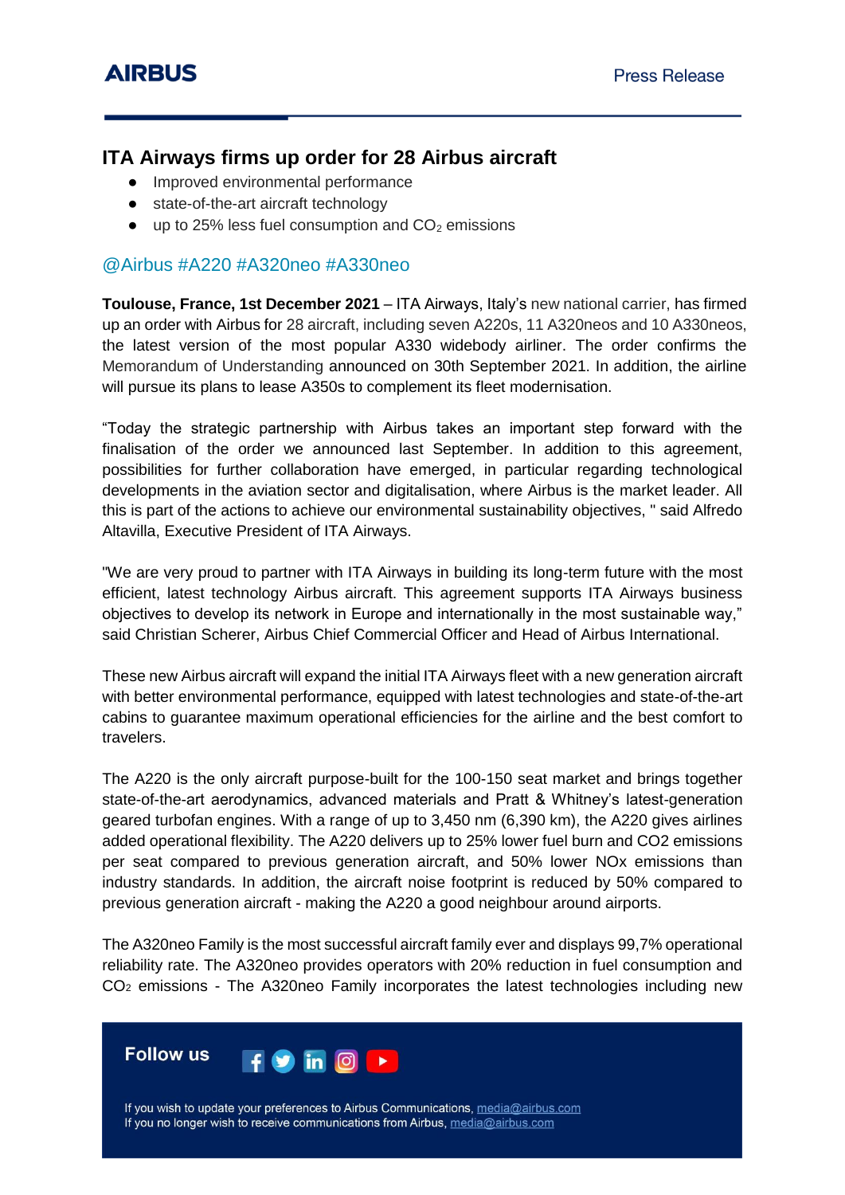# ITA Airways firms up order for 28 Airbus aircraft

- Improved environmental performance
- state-of-the-art aircraft technology
- up to 25% less fuel consumption and $CO_2$ emissions

@Airbus #A220 #A320neo #A330neo

**Toulouse, France, 1st December 2021** – ITA Airways, Italy's new national carrier, has firmed up an order with Airbus for 28 aircraft, including seven A220s, 11 A320neos and 10 A330neos, the latest version of the most popular A330 widebody airliner. The order confirms the Memorandum of Understanding announced on 30th September 2021. In addition, the airline will pursue its plans to lease A350s to complement its fleet modernisation.

"Today the strategic partnership with Airbus takes an important step forward with the finalisation of the order we announced last September. In addition to this agreement, possibilities for further collaboration have emerged, in particular regarding technological developments in the aviation sector and digitalisation, where Airbus is the market leader. All this is part of the actions to achieve our environmental sustainability objectives, " said Alfredo Altavilla, Executive President of ITA Airways.

"We are very proud to partner with ITA Airways in building its long-term future with the most efficient, latest technology Airbus aircraft. This agreement supports ITA Airways business objectives to develop its network in Europe and internationally in the most sustainable way," said Christian Scherer, Airbus Chief Commercial Officer and Head of Airbus International.

These new Airbus aircraft will expand the initial ITA Airways fleet with a new generation aircraft with better environmental performance, equipped with latest technologies and state-of-the-art cabins to guarantee maximum operational efficiencies for the airline and the best comfort to travelers.

The A220 is the only aircraft purpose-built for the 100-150 seat market and brings together state-of-the-art aerodynamics, advanced materials and Pratt & Whitney's latest-generation geared turbofan engines. With a range of up to 3,450 nm (6,390 km), the A220 gives airlines added operational flexibility. The A220 delivers up to 25% lower fuel burn and CO2 emissions per seat compared to previous generation aircraft, and 50% lower NOx emissions than industry standards. In addition, the aircraft noise footprint is reduced by 50% compared to previous generation aircraft - making the A220 a good neighbour around airports.

The A320neo Family is the most successful aircraft family ever and displays 99,7% operational reliability rate. The A320neo provides operators with 20% reduction in fuel consumption and $CO_2$ emissions - The A320neo Family incorporates the latest technologies including new

**Follow us**

If you wish to update your preferences to Airbus Communications, media@airbus.com
If you no longer wish to receive communications from Airbus, media@airbus.com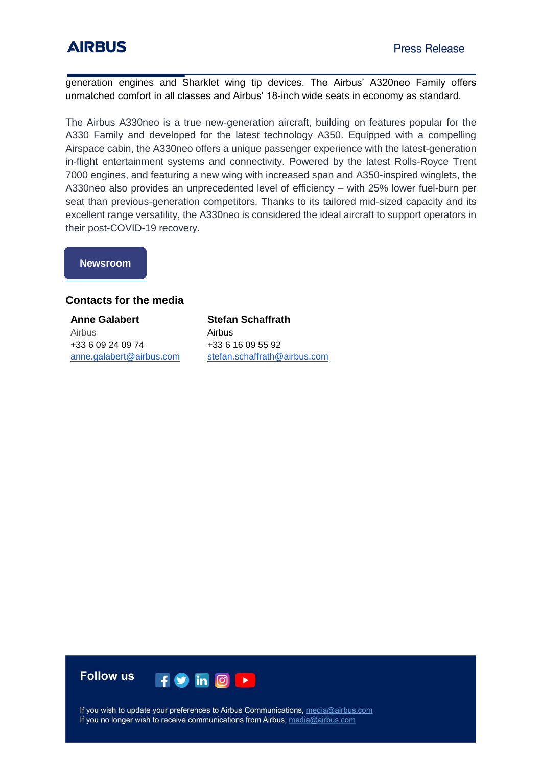generation engines and Sharklet wing tip devices. The Airbus' A320neo Family offers unmatched comfort in all classes and Airbus' 18-inch wide seats in economy as standard.

The Airbus A330neo is a true new-generation aircraft, building on features popular for the A330 Family and developed for the latest technology A350. Equipped with a compelling Airspace cabin, the A330neo offers a unique passenger experience with the latest-generation in-flight entertainment systems and connectivity. Powered by the latest Rolls-Royce Trent 7000 engines, and featuring a new wing with increased span and A350-inspired winglets, the A330neo also provides an unprecedented level of efficiency – with 25% lower fuel-burn per seat than previous-generation competitors. Thanks to its tailored mid-sized capacity and its excellent range versatility, the A330neo is considered the ideal aircraft to support operators in their post-COVID-19 recovery.

**Newsroom**

## Contacts for the media

**Anne Galabert**
Airbus
+33 6 09 24 09 74
anne.galabert@airbus.com

**Stefan Schaffrath**
Airbus
+33 6 16 09 55 92
stefan.schaffrath@airbus.com

**Follow us**

If you wish to update your preferences to Airbus Communications, media@airbus.com
If you no longer wish to receive communications from Airbus, media@airbus.com